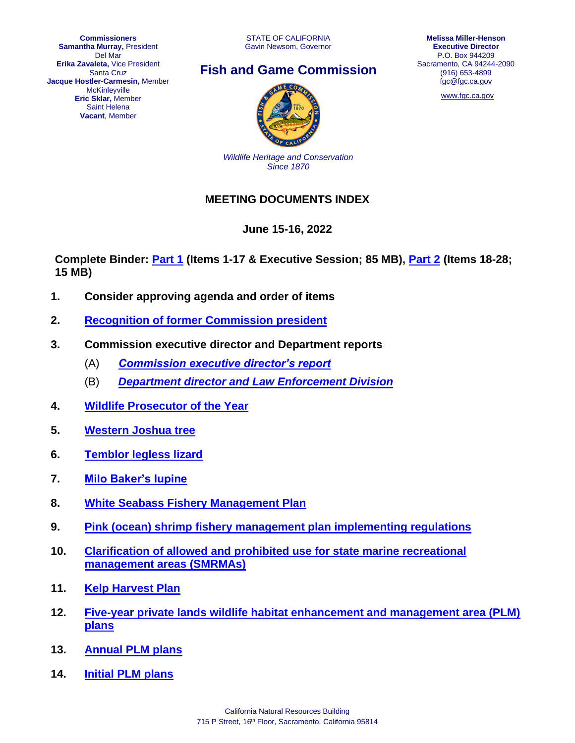**Commissioners**
**Samantha Murray,** President
Del Mar
**Erika Zavaleta,** Vice President
Santa Cruz
**Jacque Hostler-Carmesin,** Member
McKinleyville
**Eric Sklar,** Member
Saint Helena
**Vacant**, Member

STATE OF CALIFORNIA
Gavin Newsom, Governor

## Fish and Game Commission

*Wildlife Heritage and Conservation*
*Since 1870*

**Melissa Miller-Henson**
**Executive Director**
P.O. Box 944209
Sacramento, CA 94244-2090
(916) 653-4899
fgc@fgc.ca.gov

www.fgc.ca.gov

# MEETING DOCUMENTS INDEX

**June 15-16, 2022**

**Complete Binder: Part 1 (Items 1-17 & Executive Session; 85 MB), Part 2 (Items 18-28; 15 MB)**

1. **Consider approving agenda and order of items**
2. **Recognition of former Commission president**
3. **Commission executive director and Department reports**
   - (A) ***Commission executive director's report***
   - (B) ***Department director and Law Enforcement Division***
4. **Wildlife Prosecutor of the Year**
5. **Western Joshua tree**
6. **Temblor legless lizard**
7. **Milo Baker's lupine**
8. **White Seabass Fishery Management Plan**
9. **Pink (ocean) shrimp fishery management plan implementing regulations**
10. **Clarification of allowed and prohibited use for state marine recreational management areas (SMRMAs)**
11. **Kelp Harvest Plan**
12. **Five-year private lands wildlife habitat enhancement and management area (PLM) plans**
13. **Annual PLM plans**
14. **Initial PLM plans**

California Natural Resources Building
715 P Street, 16th Floor, Sacramento, California 95814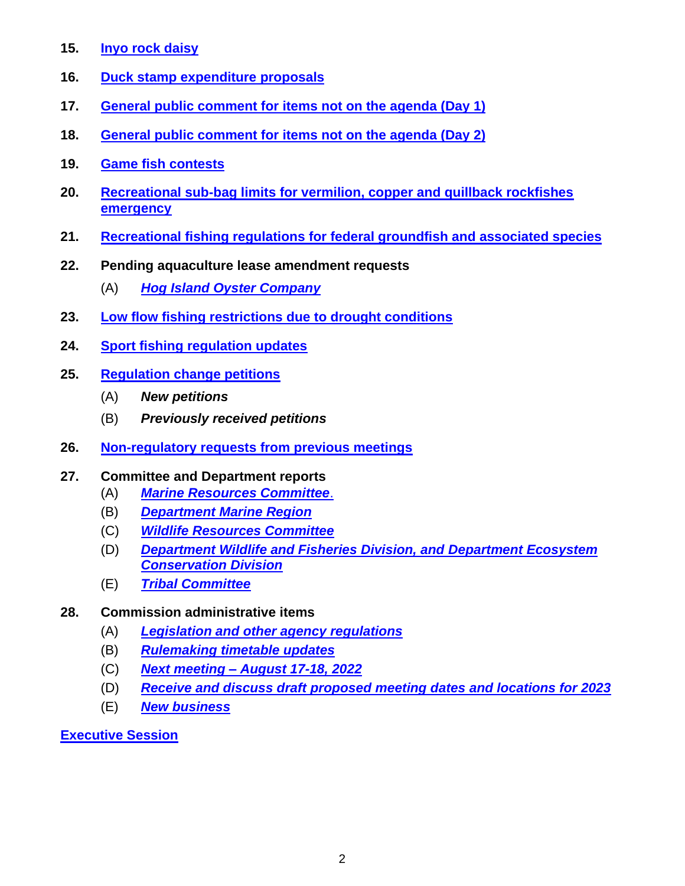15. Inyo rock daisy

16. Duck stamp expenditure proposals

17. General public comment for items not on the agenda (Day 1)

18. General public comment for items not on the agenda (Day 2)

19. Game fish contests

20. Recreational sub-bag limits for vermilion, copper and quillback rockfishes emergency

21. Recreational fishing regulations for federal groundfish and associated species

22. Pending aquaculture lease amendment requests
    (A) *Hog Island Oyster Company*

23. Low flow fishing restrictions due to drought conditions

24. Sport fishing regulation updates

25. Regulation change petitions
    (A) ***New petitions***
    (B) ***Previously received petitions***

26. Non-regulatory requests from previous meetings

27. Committee and Department reports
    (A) *Marine Resources Committee*.
    (B) *Department Marine Region*
    (C) *Wildlife Resources Committee*
    (D) *Department Wildlife and Fisheries Division, and Department Ecosystem Conservation Division*
    (E) *Tribal Committee*

28. Commission administrative items
    (A) *Legislation and other agency regulations*
    (B) *Rulemaking timetable updates*
    (C) *Next meeting – August 17-18, 2022*
    (D) *Receive and discuss draft proposed meeting dates and locations for 2023*
    (E) *New business*

Executive Session